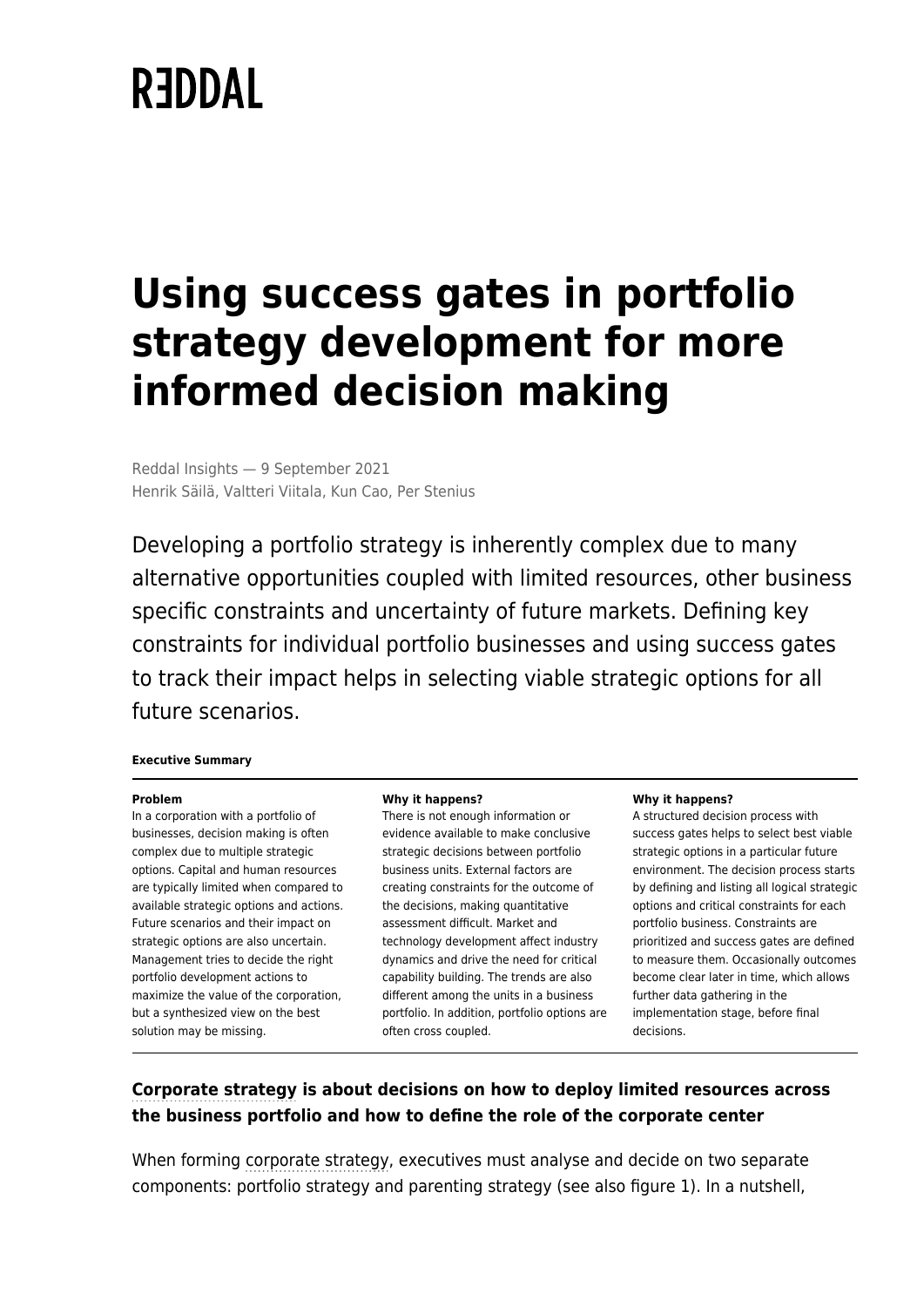# REDDAL

# Using success gates in portfolio strategy development for more informed decision making

Reddal Insights — 9 September 2021
Henrik Säilä, Valtteri Viitala, Kun Cao, Per Stenius

Developing a portfolio strategy is inherently complex due to many alternative opportunities coupled with limited resources, other business specific constraints and uncertainty of future markets. Defining key constraints for individual portfolio businesses and using success gates to track their impact helps in selecting viable strategic options for all future scenarios.

**Executive Summary**

**Problem**
In a corporation with a portfolio of businesses, decision making is often complex due to multiple strategic options. Capital and human resources are typically limited when compared to available strategic options and actions. Future scenarios and their impact on strategic options are also uncertain. Management tries to decide the right portfolio development actions to maximize the value of the corporation, but a synthesized view on the best solution may be missing.

**Why it happens?**
There is not enough information or evidence available to make conclusive strategic decisions between portfolio business units. External factors are creating constraints for the outcome of the decisions, making quantitative assessment difficult. Market and technology development affect industry dynamics and drive the need for critical capability building. The trends are also different among the units in a business portfolio. In addition, portfolio options are often cross coupled.

**Why it happens?**
A structured decision process with success gates helps to select best viable strategic options in a particular future environment. The decision process starts by defining and listing all logical strategic options and critical constraints for each portfolio business. Constraints are prioritized and success gates are defined to measure them. Occasionally outcomes become clear later in time, which allows further data gathering in the implementation stage, before final decisions.

## Corporate strategy is about decisions on how to deploy limited resources across the business portfolio and how to define the role of the corporate center

When forming corporate strategy, executives must analyse and decide on two separate components: portfolio strategy and parenting strategy (see also figure 1). In a nutshell,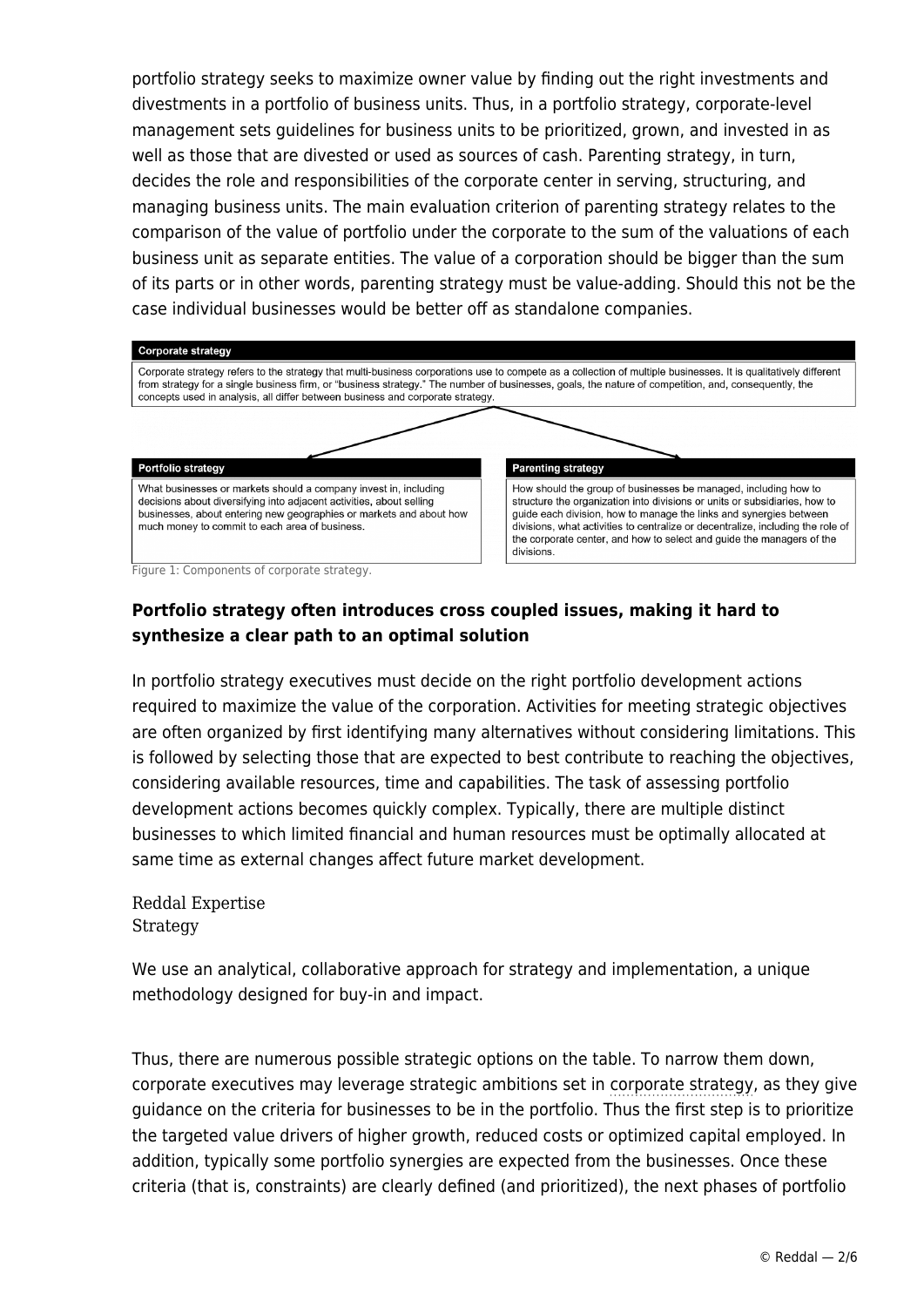portfolio strategy seeks to maximize owner value by finding out the right investments and divestments in a portfolio of business units. Thus, in a portfolio strategy, corporate-level management sets guidelines for business units to be prioritized, grown, and invested in as well as those that are divested or used as sources of cash. Parenting strategy, in turn, decides the role and responsibilities of the corporate center in serving, structuring, and managing business units. The main evaluation criterion of parenting strategy relates to the comparison of the value of portfolio under the corporate to the sum of the valuations of each business unit as separate entities. The value of a corporation should be bigger than the sum of its parts or in other words, parenting strategy must be value-adding. Should this not be the case individual businesses would be better off as standalone companies.

**Corporate strategy**

Corporate strategy refers to the strategy that multi-business corporations use to compete as a collection of multiple businesses. It is qualitatively different from strategy for a single business firm, or "business strategy." The number of businesses, goals, the nature of competition, and, consequently, the concepts used in analysis, all differ between business and corporate strategy.

**Portfolio strategy**

What businesses or markets should a company invest in, including decisions about diversifying into adjacent activities, about selling businesses, about entering new geographies or markets and about how much money to commit to each area of business.

**Parenting strategy**

How should the group of businesses be managed, including how to structure the organization into divisions or units or subsidiaries, how to guide each division, how to manage the links and synergies between divisions, what activities to centralize or decentralize, including the role of the corporate center, and how to select and guide the managers of the divisions.

Figure 1: Components of corporate strategy.

### Portfolio strategy often introduces cross coupled issues, making it hard to synthesize a clear path to an optimal solution

In portfolio strategy executives must decide on the right portfolio development actions required to maximize the value of the corporation. Activities for meeting strategic objectives are often organized by first identifying many alternatives without considering limitations. This is followed by selecting those that are expected to best contribute to reaching the objectives, considering available resources, time and capabilities. The task of assessing portfolio development actions becomes quickly complex. Typically, there are multiple distinct businesses to which limited financial and human resources must be optimally allocated at same time as external changes affect future market development.

Reddal Expertise
Strategy

We use an analytical, collaborative approach for strategy and implementation, a unique methodology designed for buy-in and impact.

Thus, there are numerous possible strategic options on the table. To narrow them down, corporate executives may leverage strategic ambitions set in corporate strategy, as they give guidance on the criteria for businesses to be in the portfolio. Thus the first step is to prioritize the targeted value drivers of higher growth, reduced costs or optimized capital employed. In addition, typically some portfolio synergies are expected from the businesses. Once these criteria (that is, constraints) are clearly defined (and prioritized), the next phases of portfolio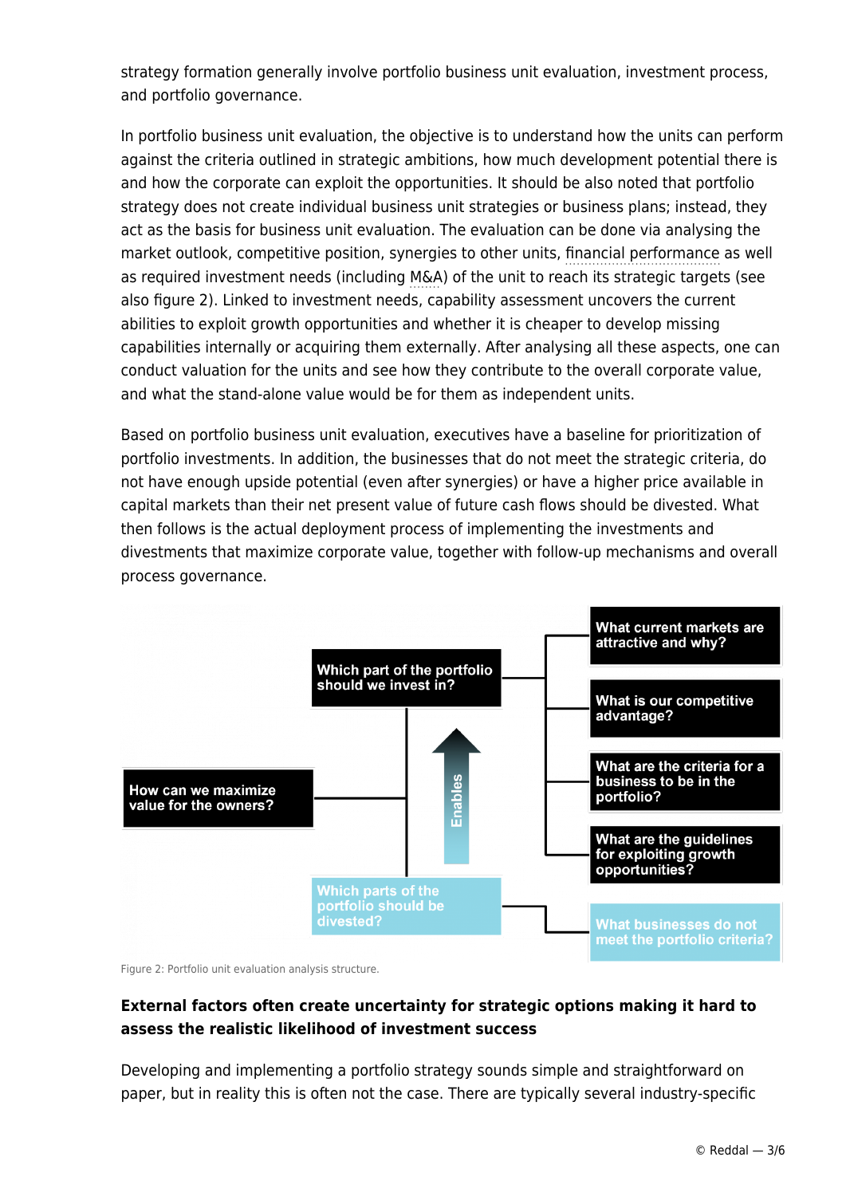strategy formation generally involve portfolio business unit evaluation, investment process, and portfolio governance.

In portfolio business unit evaluation, the objective is to understand how the units can perform against the criteria outlined in strategic ambitions, how much development potential there is and how the corporate can exploit the opportunities. It should be also noted that portfolio strategy does not create individual business unit strategies or business plans; instead, they act as the basis for business unit evaluation. The evaluation can be done via analysing the market outlook, competitive position, synergies to other units, financial performance as well as required investment needs (including M&A) of the unit to reach its strategic targets (see also figure 2). Linked to investment needs, capability assessment uncovers the current abilities to exploit growth opportunities and whether it is cheaper to develop missing capabilities internally or acquiring them externally. After analysing all these aspects, one can conduct valuation for the units and see how they contribute to the overall corporate value, and what the stand-alone value would be for them as independent units.

Based on portfolio business unit evaluation, executives have a baseline for prioritization of portfolio investments. In addition, the businesses that do not meet the strategic criteria, do not have enough upside potential (even after synergies) or have a higher price available in capital markets than their net present value of future cash flows should be divested. What then follows is the actual deployment process of implementing the investments and divestments that maximize corporate value, together with follow-up mechanisms and overall process governance.

How can we maximize value for the owners?

- Which part of the portfolio should we invest in?
  - What current markets are attractive and why?
  - What is our competitive advantage?
  - What are the criteria for a business to be in the portfolio?
  - What are the guidelines for exploiting growth opportunities?
- Which parts of the portfolio should be divested? (Enables ↑)
  - What businesses do not meet the portfolio criteria?

Figure 2: Portfolio unit evaluation analysis structure.

**External factors often create uncertainty for strategic options making it hard to assess the realistic likelihood of investment success**

Developing and implementing a portfolio strategy sounds simple and straightforward on paper, but in reality this is often not the case. There are typically several industry-specific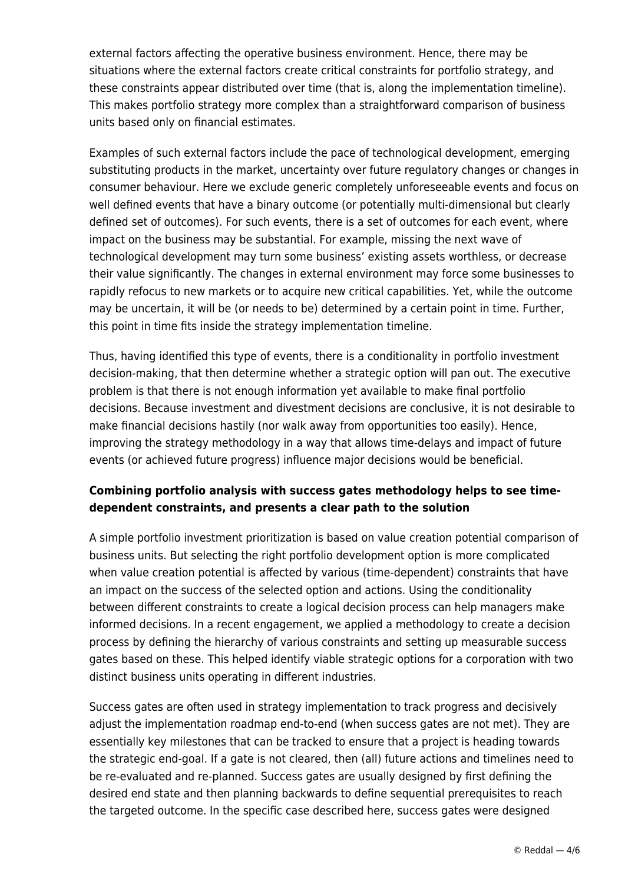external factors affecting the operative business environment. Hence, there may be situations where the external factors create critical constraints for portfolio strategy, and these constraints appear distributed over time (that is, along the implementation timeline). This makes portfolio strategy more complex than a straightforward comparison of business units based only on financial estimates.

Examples of such external factors include the pace of technological development, emerging substituting products in the market, uncertainty over future regulatory changes or changes in consumer behaviour. Here we exclude generic completely unforeseeable events and focus on well defined events that have a binary outcome (or potentially multi-dimensional but clearly defined set of outcomes). For such events, there is a set of outcomes for each event, where impact on the business may be substantial. For example, missing the next wave of technological development may turn some business' existing assets worthless, or decrease their value significantly. The changes in external environment may force some businesses to rapidly refocus to new markets or to acquire new critical capabilities. Yet, while the outcome may be uncertain, it will be (or needs to be) determined by a certain point in time. Further, this point in time fits inside the strategy implementation timeline.

Thus, having identified this type of events, there is a conditionality in portfolio investment decision-making, that then determine whether a strategic option will pan out. The executive problem is that there is not enough information yet available to make final portfolio decisions. Because investment and divestment decisions are conclusive, it is not desirable to make financial decisions hastily (nor walk away from opportunities too easily). Hence, improving the strategy methodology in a way that allows time-delays and impact of future events (or achieved future progress) influence major decisions would be beneficial.

**Combining portfolio analysis with success gates methodology helps to see time-dependent constraints, and presents a clear path to the solution**

A simple portfolio investment prioritization is based on value creation potential comparison of business units. But selecting the right portfolio development option is more complicated when value creation potential is affected by various (time-dependent) constraints that have an impact on the success of the selected option and actions. Using the conditionality between different constraints to create a logical decision process can help managers make informed decisions. In a recent engagement, we applied a methodology to create a decision process by defining the hierarchy of various constraints and setting up measurable success gates based on these. This helped identify viable strategic options for a corporation with two distinct business units operating in different industries.

Success gates are often used in strategy implementation to track progress and decisively adjust the implementation roadmap end-to-end (when success gates are not met). They are essentially key milestones that can be tracked to ensure that a project is heading towards the strategic end-goal. If a gate is not cleared, then (all) future actions and timelines need to be re-evaluated and re-planned. Success gates are usually designed by first defining the desired end state and then planning backwards to define sequential prerequisites to reach the targeted outcome. In the specific case described here, success gates were designed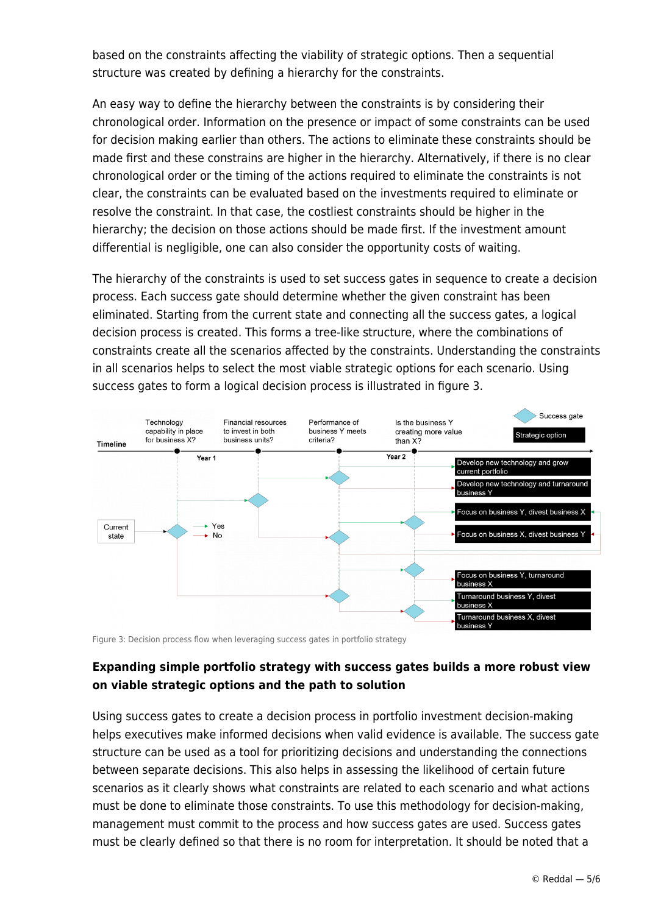based on the constraints affecting the viability of strategic options. Then a sequential structure was created by defining a hierarchy for the constraints.

An easy way to define the hierarchy between the constraints is by considering their chronological order. Information on the presence or impact of some constraints can be used for decision making earlier than others. The actions to eliminate these constraints should be made first and these constrains are higher in the hierarchy. Alternatively, if there is no clear chronological order or the timing of the actions required to eliminate the constraints is not clear, the constraints can be evaluated based on the investments required to eliminate or resolve the constraint. In that case, the costliest constraints should be higher in the hierarchy; the decision on those actions should be made first. If the investment amount differential is negligible, one can also consider the opportunity costs of waiting.

The hierarchy of the constraints is used to set success gates in sequence to create a decision process. Each success gate should determine whether the given constraint has been eliminated. Starting from the current state and connecting all the success gates, a logical decision process is created. This forms a tree-like structure, where the combinations of constraints create all the scenarios affected by the constraints. Understanding the constraints in all scenarios helps to select the most viable strategic options for each scenario. Using success gates to form a logical decision process is illustrated in figure 3.

Figure 3: Decision process flow when leveraging success gates in portfolio strategy

**Expanding simple portfolio strategy with success gates builds a more robust view on viable strategic options and the path to solution**

Using success gates to create a decision process in portfolio investment decision-making helps executives make informed decisions when valid evidence is available. The success gate structure can be used as a tool for prioritizing decisions and understanding the connections between separate decisions. This also helps in assessing the likelihood of certain future scenarios as it clearly shows what constraints are related to each scenario and what actions must be done to eliminate those constraints. To use this methodology for decision-making, management must commit to the process and how success gates are used. Success gates must be clearly defined so that there is no room for interpretation. It should be noted that a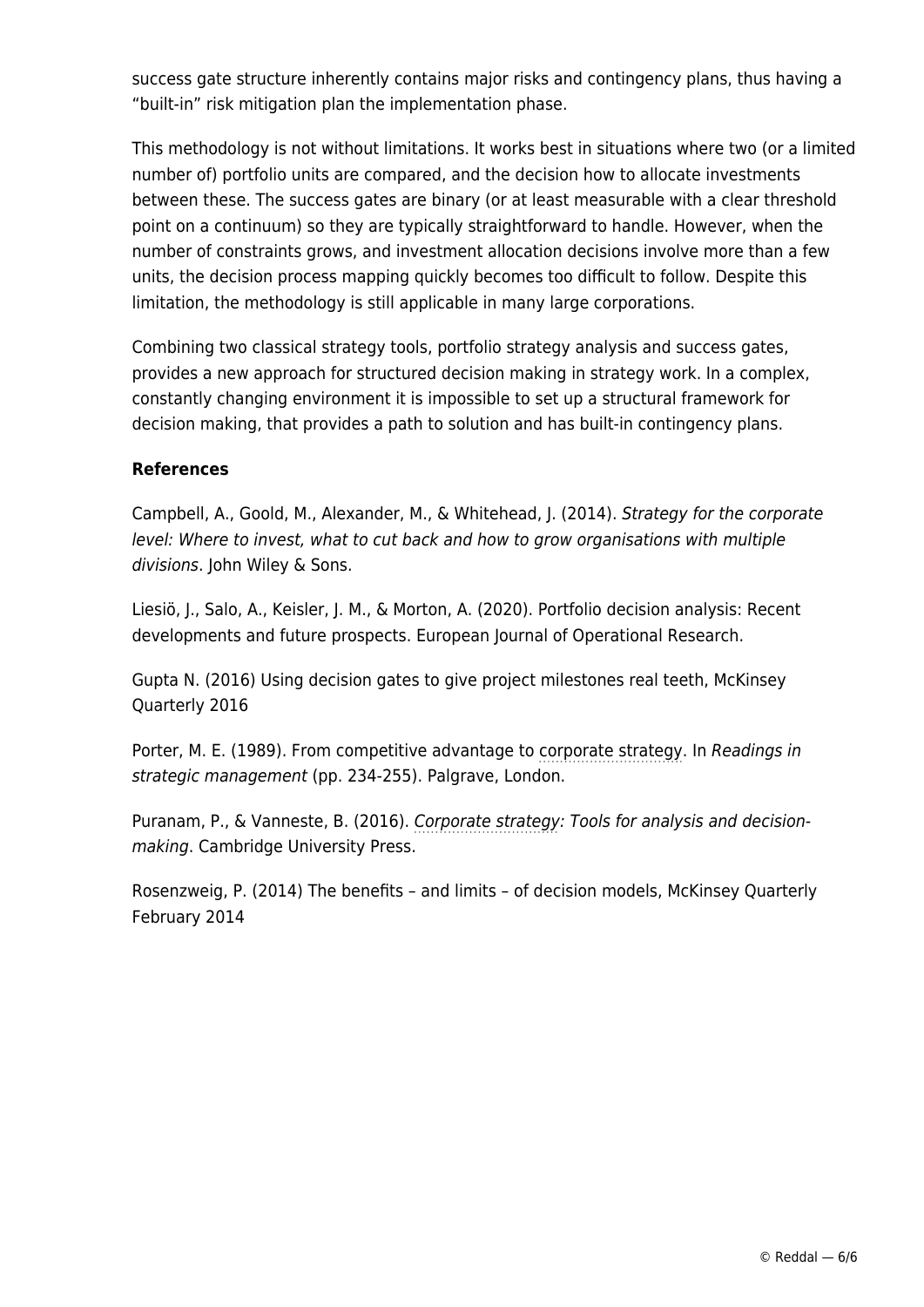success gate structure inherently contains major risks and contingency plans, thus having a “built-in” risk mitigation plan the implementation phase.

This methodology is not without limitations. It works best in situations where two (or a limited number of) portfolio units are compared, and the decision how to allocate investments between these. The success gates are binary (or at least measurable with a clear threshold point on a continuum) so they are typically straightforward to handle. However, when the number of constraints grows, and investment allocation decisions involve more than a few units, the decision process mapping quickly becomes too difficult to follow. Despite this limitation, the methodology is still applicable in many large corporations.

Combining two classical strategy tools, portfolio strategy analysis and success gates, provides a new approach for structured decision making in strategy work. In a complex, constantly changing environment it is impossible to set up a structural framework for decision making, that provides a path to solution and has built-in contingency plans.

**References**

Campbell, A., Goold, M., Alexander, M., & Whitehead, J. (2014). *Strategy for the corporate level: Where to invest, what to cut back and how to grow organisations with multiple divisions*. John Wiley & Sons.

Liesiö, J., Salo, A., Keisler, J. M., & Morton, A. (2020). Portfolio decision analysis: Recent developments and future prospects. European Journal of Operational Research.

Gupta N. (2016) Using decision gates to give project milestones real teeth, McKinsey Quarterly 2016

Porter, M. E. (1989). From competitive advantage to corporate strategy. In *Readings in strategic management* (pp. 234-255). Palgrave, London.

Puranam, P., & Vanneste, B. (2016). *Corporate strategy: Tools for analysis and decision-making*. Cambridge University Press.

Rosenzweig, P. (2014) The benefits – and limits – of decision models, McKinsey Quarterly February 2014